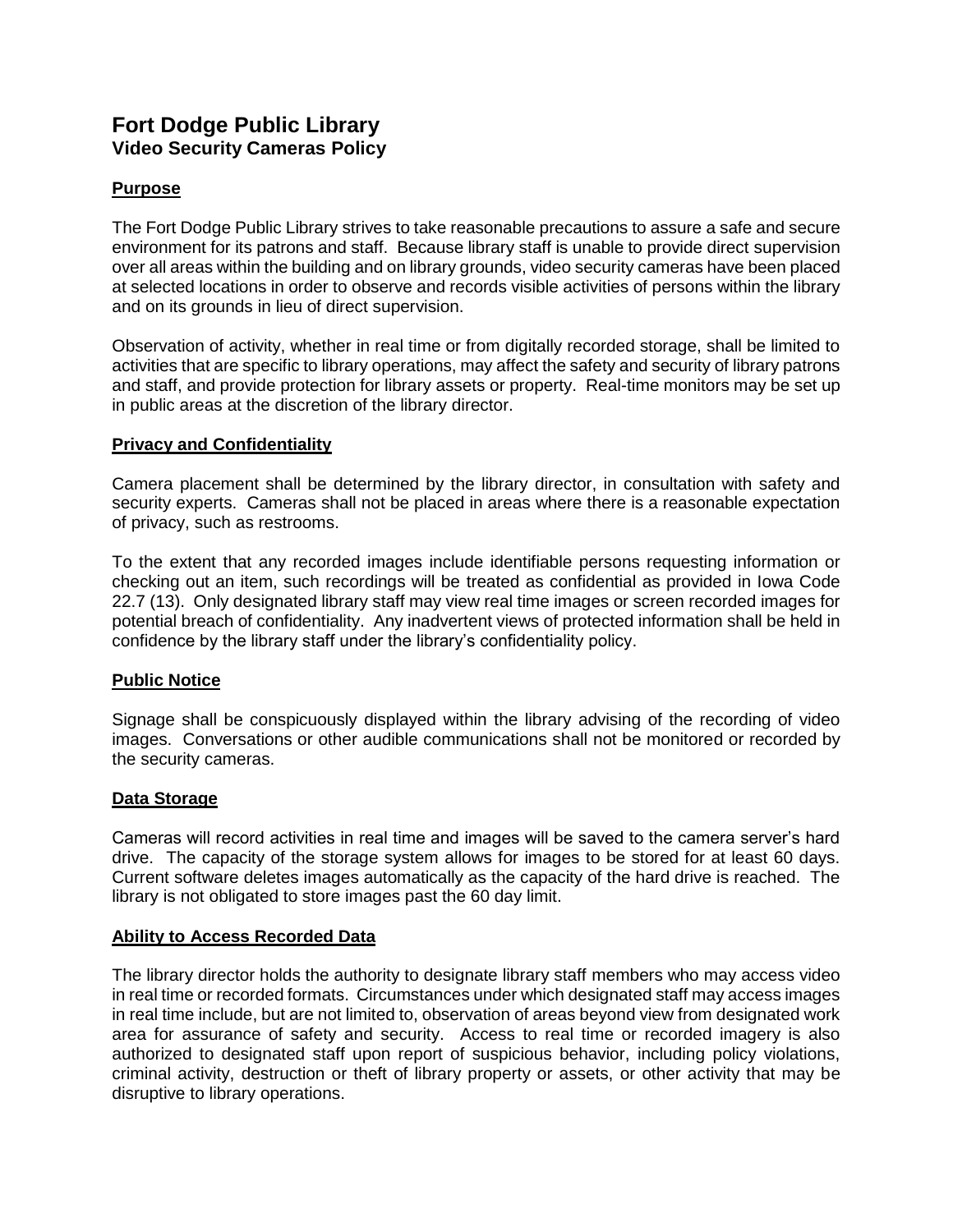# Fort Dodge Public Library
## Video Security Cameras Policy

### Purpose

The Fort Dodge Public Library strives to take reasonable precautions to assure a safe and secure environment for its patrons and staff. Because library staff is unable to provide direct supervision over all areas within the building and on library grounds, video security cameras have been placed at selected locations in order to observe and records visible activities of persons within the library and on its grounds in lieu of direct supervision.

Observation of activity, whether in real time or from digitally recorded storage, shall be limited to activities that are specific to library operations, may affect the safety and security of library patrons and staff, and provide protection for library assets or property. Real-time monitors may be set up in public areas at the discretion of the library director.

### Privacy and Confidentiality

Camera placement shall be determined by the library director, in consultation with safety and security experts. Cameras shall not be placed in areas where there is a reasonable expectation of privacy, such as restrooms.

To the extent that any recorded images include identifiable persons requesting information or checking out an item, such recordings will be treated as confidential as provided in Iowa Code 22.7 (13). Only designated library staff may view real time images or screen recorded images for potential breach of confidentiality. Any inadvertent views of protected information shall be held in confidence by the library staff under the library's confidentiality policy.

### Public Notice

Signage shall be conspicuously displayed within the library advising of the recording of video images. Conversations or other audible communications shall not be monitored or recorded by the security cameras.

### Data Storage

Cameras will record activities in real time and images will be saved to the camera server's hard drive. The capacity of the storage system allows for images to be stored for at least 60 days. Current software deletes images automatically as the capacity of the hard drive is reached. The library is not obligated to store images past the 60 day limit.

### Ability to Access Recorded Data

The library director holds the authority to designate library staff members who may access video in real time or recorded formats. Circumstances under which designated staff may access images in real time include, but are not limited to, observation of areas beyond view from designated work area for assurance of safety and security. Access to real time or recorded imagery is also authorized to designated staff upon report of suspicious behavior, including policy violations, criminal activity, destruction or theft of library property or assets, or other activity that may be disruptive to library operations.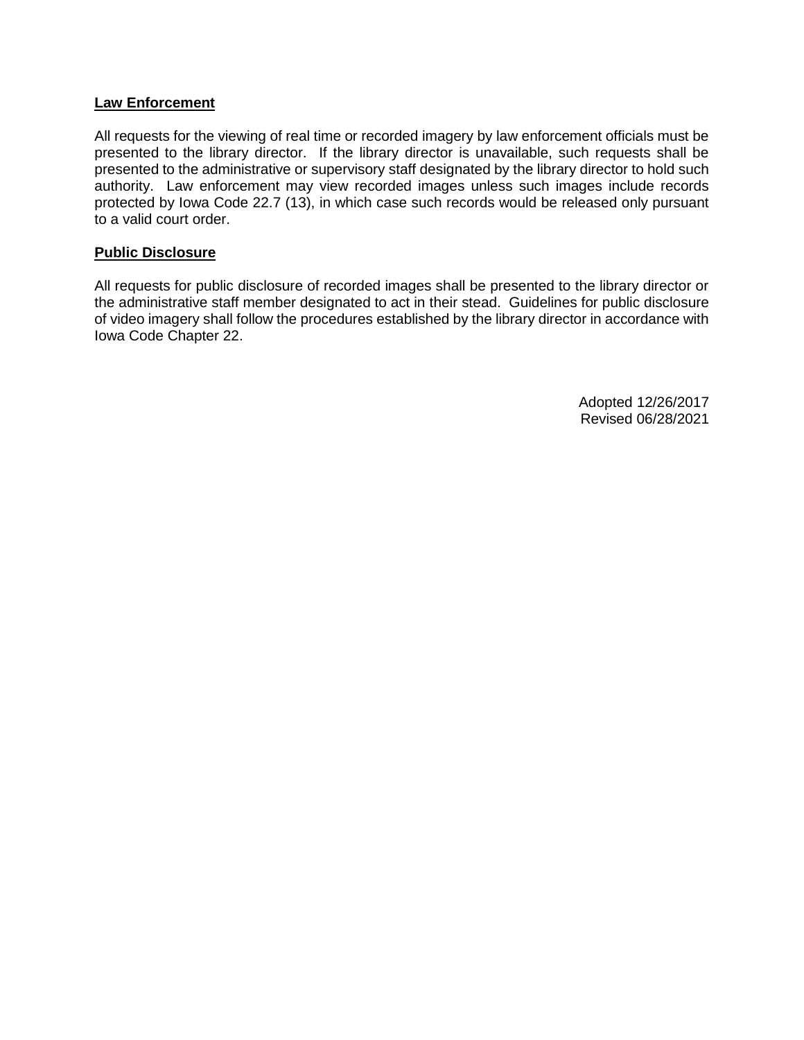**Law Enforcement**

All requests for the viewing of real time or recorded imagery by law enforcement officials must be presented to the library director. If the library director is unavailable, such requests shall be presented to the administrative or supervisory staff designated by the library director to hold such authority. Law enforcement may view recorded images unless such images include records protected by Iowa Code 22.7 (13), in which case such records would be released only pursuant to a valid court order.

**Public Disclosure**

All requests for public disclosure of recorded images shall be presented to the library director or the administrative staff member designated to act in their stead. Guidelines for public disclosure of video imagery shall follow the procedures established by the library director in accordance with Iowa Code Chapter 22.

Adopted 12/26/2017
Revised 06/28/2021